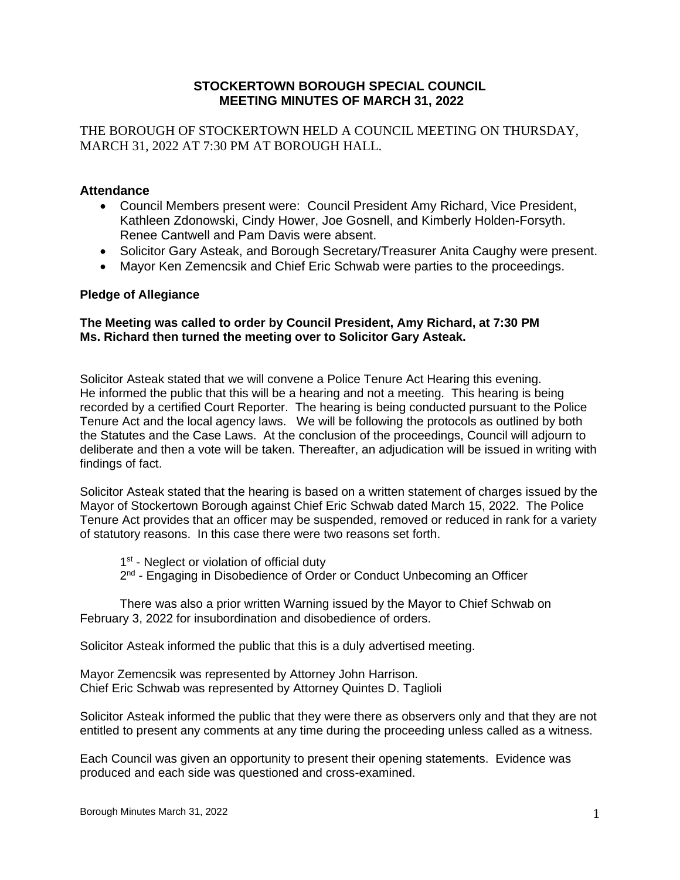# STOCKERTOWN BOROUGH SPECIAL COUNCIL MEETING MINUTES OF MARCH 31, 2022

THE BOROUGH OF STOCKERTOWN HELD A COUNCIL MEETING ON THURSDAY, MARCH 31, 2022 AT 7:30 PM AT BOROUGH HALL.

### Attendance

- Council Members present were: Council President Amy Richard, Vice President, Kathleen Zdonowski, Cindy Hower, Joe Gosnell, and Kimberly Holden-Forsyth. Renee Cantwell and Pam Davis were absent.
- Solicitor Gary Asteak, and Borough Secretary/Treasurer Anita Caughy were present.
- Mayor Ken Zemencsik and Chief Eric Schwab were parties to the proceedings.

**Pledge of Allegiance**

**The Meeting was called to order by Council President, Amy Richard, at 7:30 PM Ms. Richard then turned the meeting over to Solicitor Gary Asteak.**

Solicitor Asteak stated that we will convene a Police Tenure Act Hearing this evening. He informed the public that this will be a hearing and not a meeting. This hearing is being recorded by a certified Court Reporter. The hearing is being conducted pursuant to the Police Tenure Act and the local agency laws. We will be following the protocols as outlined by both the Statutes and the Case Laws. At the conclusion of the proceedings, Council will adjourn to deliberate and then a vote will be taken. Thereafter, an adjudication will be issued in writing with findings of fact.

Solicitor Asteak stated that the hearing is based on a written statement of charges issued by the Mayor of Stockertown Borough against Chief Eric Schwab dated March 15, 2022. The Police Tenure Act provides that an officer may be suspended, removed or reduced in rank for a variety of statutory reasons. In this case there were two reasons set forth.

1st - Neglect or violation of official duty
2nd - Engaging in Disobedience of Order or Conduct Unbecoming an Officer

There was also a prior written Warning issued by the Mayor to Chief Schwab on February 3, 2022 for insubordination and disobedience of orders.

Solicitor Asteak informed the public that this is a duly advertised meeting.

Mayor Zemencsik was represented by Attorney John Harrison.
Chief Eric Schwab was represented by Attorney Quintes D. Taglioli

Solicitor Asteak informed the public that they were there as observers only and that they are not entitled to present any comments at any time during the proceeding unless called as a witness.

Each Council was given an opportunity to present their opening statements. Evidence was produced and each side was questioned and cross-examined.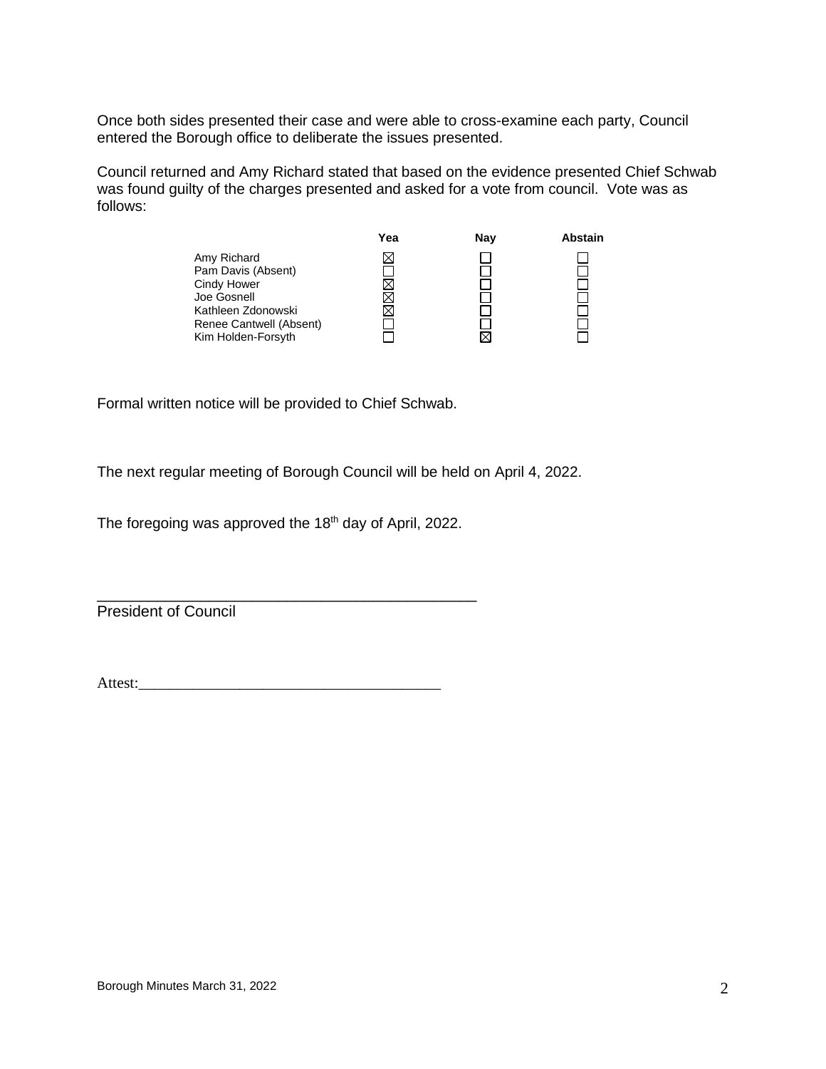Once both sides presented their case and were able to cross-examine each party, Council entered the Borough office to deliberate the issues presented.

Council returned and Amy Richard stated that based on the evidence presented Chief Schwab was found guilty of the charges presented and asked for a vote from council. Vote was as follows:

| | Yea | Nay | Abstain |
|---|---|---|---|
| Amy Richard | ☒ | ☐ | ☐ |
| Pam Davis (Absent) | ☐ | ☐ | ☐ |
| Cindy Hower | ☒ | ☐ | ☐ |
| Joe Gosnell | ☒ | ☐ | ☐ |
| Kathleen Zdonowski | ☒ | ☐ | ☐ |
| Renee Cantwell (Absent) | ☐ | ☐ | ☐ |
| Kim Holden-Forsyth | ☐ | ☒ | ☐ |

Formal written notice will be provided to Chief Schwab.

The next regular meeting of Borough Council will be held on April 4, 2022.

The foregoing was approved the 18th day of April, 2022.

______________________________________________
President of Council

Attest:_______________________________________